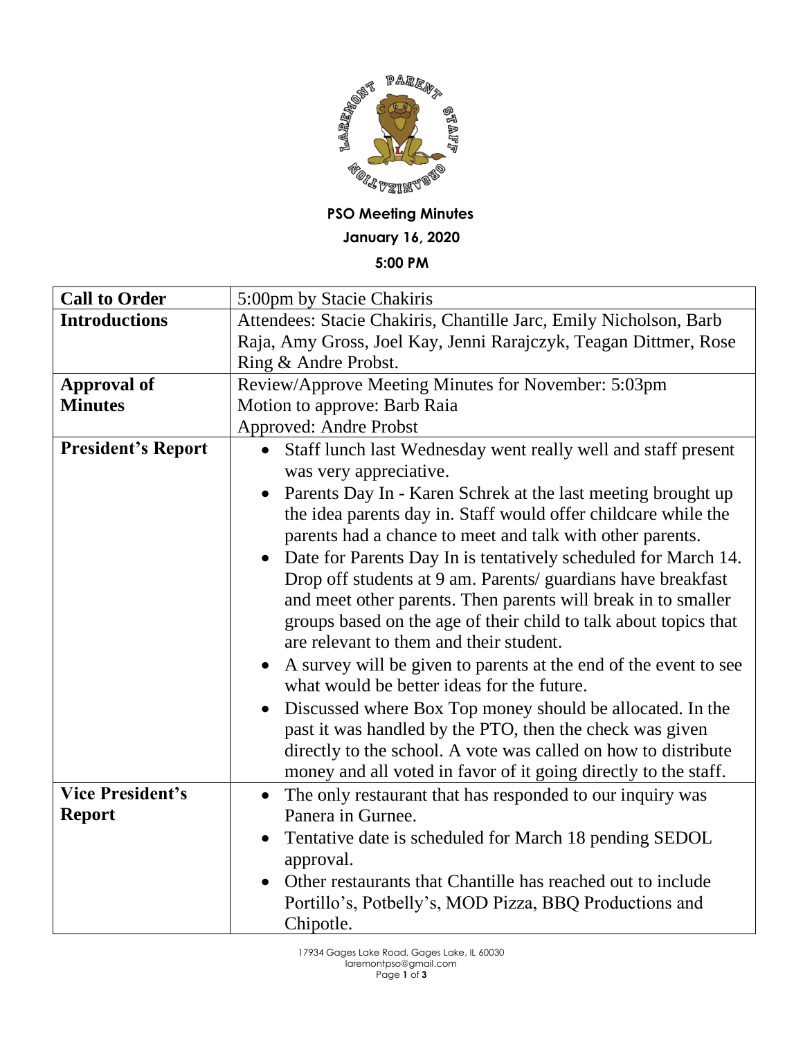**PSO Meeting Minutes**

**January 16, 2020**

**5:00 PM**

| | |
|---|---|
| **Call to Order** | 5:00pm by Stacie Chakiris |
| **Introductions** | Attendees: Stacie Chakiris, Chantille Jarc, Emily Nicholson, Barb Raja, Amy Gross, Joel Kay, Jenni Rarajczyk, Teagan Dittmer, Rose Ring & Andre Probst. |
| **Approval of Minutes** | Review/Approve Meeting Minutes for November: 5:03pm<br>Motion to approve: Barb Raia<br>Approved: Andre Probst |
| **President's Report** | • Staff lunch last Wednesday went really well and staff present was very appreciative.<br>• Parents Day In - Karen Schrek at the last meeting brought up the idea parents day in. Staff would offer childcare while the parents had a chance to meet and talk with other parents.<br>• Date for Parents Day In is tentatively scheduled for March 14. Drop off students at 9 am. Parents/ guardians have breakfast and meet other parents. Then parents will break in to smaller groups based on the age of their child to talk about topics that are relevant to them and their student.<br>• A survey will be given to parents at the end of the event to see what would be better ideas for the future.<br>• Discussed where Box Top money should be allocated. In the past it was handled by the PTO, then the check was given directly to the school. A vote was called on how to distribute money and all voted in favor of it going directly to the staff. |
| **Vice President's Report** | • The only restaurant that has responded to our inquiry was Panera in Gurnee.<br>• Tentative date is scheduled for March 18 pending SEDOL approval.<br>• Other restaurants that Chantille has reached out to include Portillo's, Potbelly's, MOD Pizza, BBQ Productions and Chipotle. |

17934 Gages Lake Road, Gages Lake, IL 60030
laremontpso@gmail.com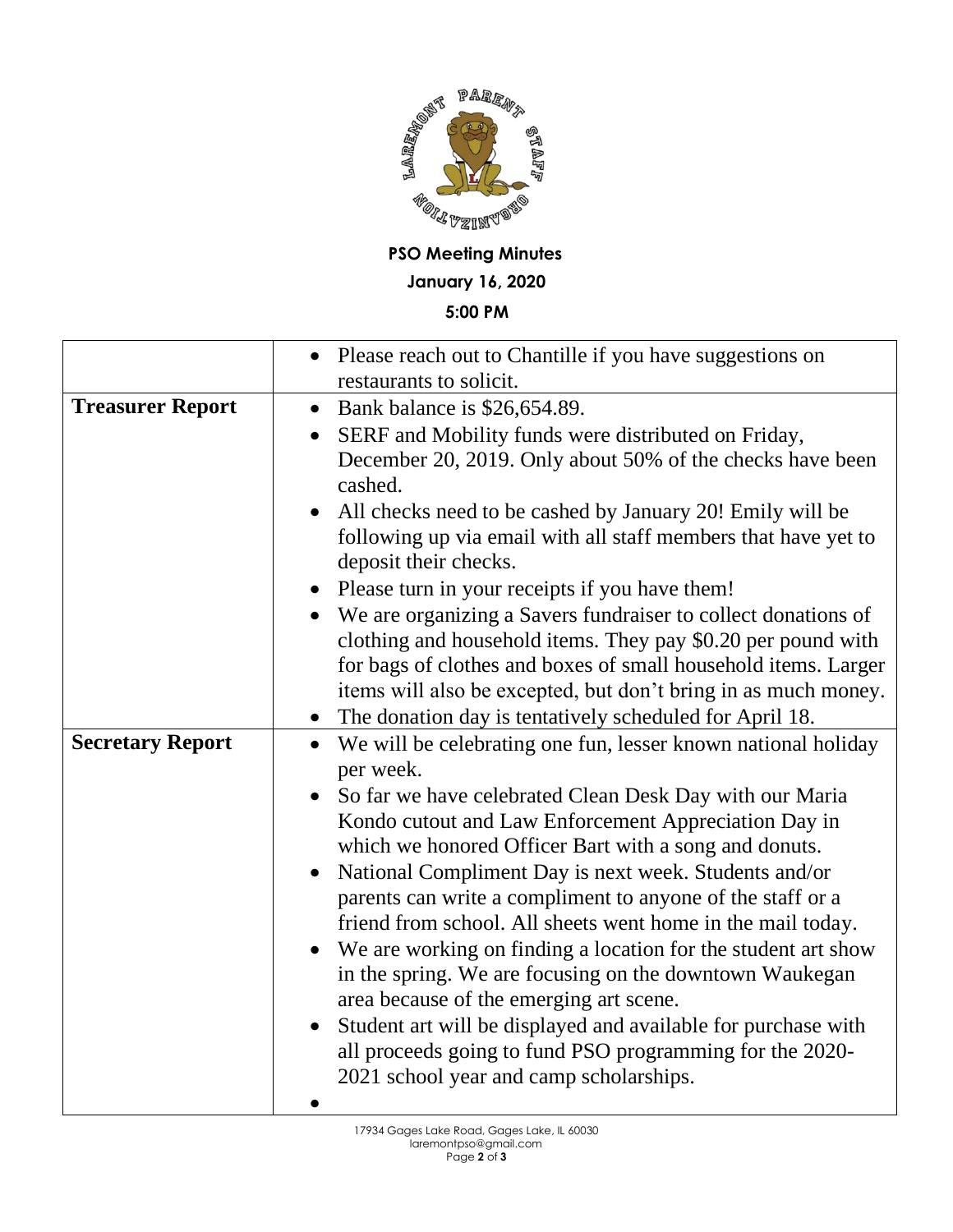**PSO Meeting Minutes**

**January 16, 2020**

**5:00 PM**

| | |
|---|---|
| | • Please reach out to Chantille if you have suggestions on restaurants to solicit. |
| **Treasurer Report** | • Bank balance is $26,654.89.<br>• SERF and Mobility funds were distributed on Friday, December 20, 2019. Only about 50% of the checks have been cashed.<br>• All checks need to be cashed by January 20! Emily will be following up via email with all staff members that have yet to deposit their checks.<br>• Please turn in your receipts if you have them!<br>• We are organizing a Savers fundraiser to collect donations of clothing and household items. They pay $0.20 per pound with for bags of clothes and boxes of small household items. Larger items will also be excepted, but don't bring in as much money.<br>• The donation day is tentatively scheduled for April 18. |
| **Secretary Report** | • We will be celebrating one fun, lesser known national holiday per week.<br>• So far we have celebrated Clean Desk Day with our Maria Kondo cutout and Law Enforcement Appreciation Day in which we honored Officer Bart with a song and donuts.<br>• National Compliment Day is next week. Students and/or parents can write a compliment to anyone of the staff or a friend from school. All sheets went home in the mail today.<br>• We are working on finding a location for the student art show in the spring. We are focusing on the downtown Waukegan area because of the emerging art scene.<br>• Student art will be displayed and available for purchase with all proceeds going to fund PSO programming for the 2020-2021 school year and camp scholarships.<br>• |

17934 Gages Lake Road, Gages Lake, IL 60030
laremontpso@gmail.com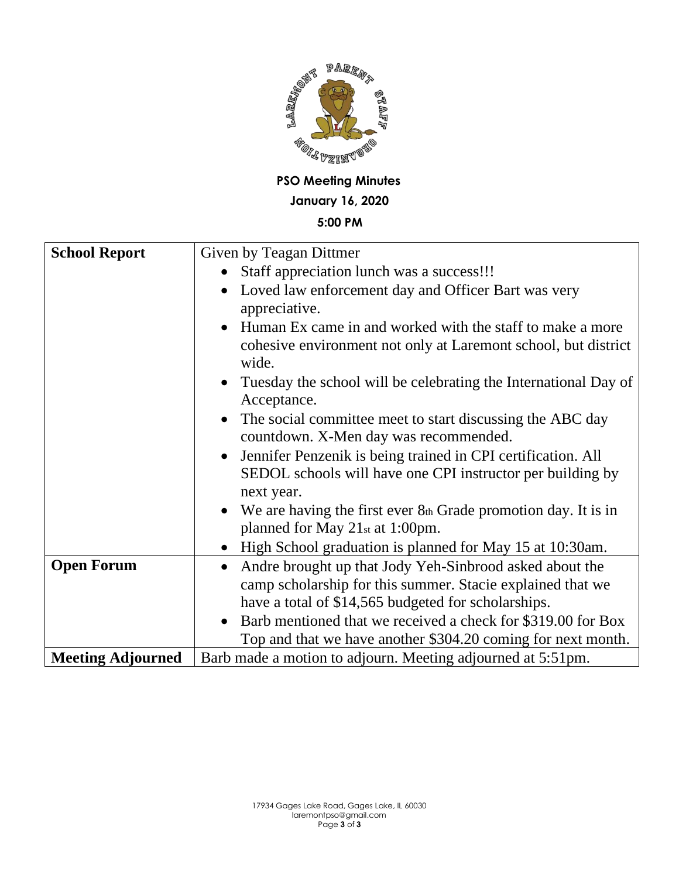**PSO Meeting Minutes**

**January 16, 2020**

**5:00 PM**

| | |
|---|---|
| **School Report** | Given by Teagan Dittmer<br>• Staff appreciation lunch was a success!!!<br>• Loved law enforcement day and Officer Bart was very appreciative.<br>• Human Ex came in and worked with the staff to make a more cohesive environment not only at Laremont school, but district wide.<br>• Tuesday the school will be celebrating the International Day of Acceptance.<br>• The social committee meet to start discussing the ABC day countdown. X-Men day was recommended.<br>• Jennifer Penzenik is being trained in CPI certification. All SEDOL schools will have one CPI instructor per building by next year.<br>• We are having the first ever 8th Grade promotion day. It is in planned for May 21st at 1:00pm.<br>• High School graduation is planned for May 15 at 10:30am. |
| **Open Forum** | • Andre brought up that Jody Yeh-Sinbrood asked about the camp scholarship for this summer. Stacie explained that we have a total of $14,565 budgeted for scholarships.<br>• Barb mentioned that we received a check for $319.00 for Box Top and that we have another $304.20 coming for next month. |
| **Meeting Adjourned** | Barb made a motion to adjourn. Meeting adjourned at 5:51pm. |

17934 Gages Lake Road, Gages Lake, IL 60030
laremontpso@gmail.com